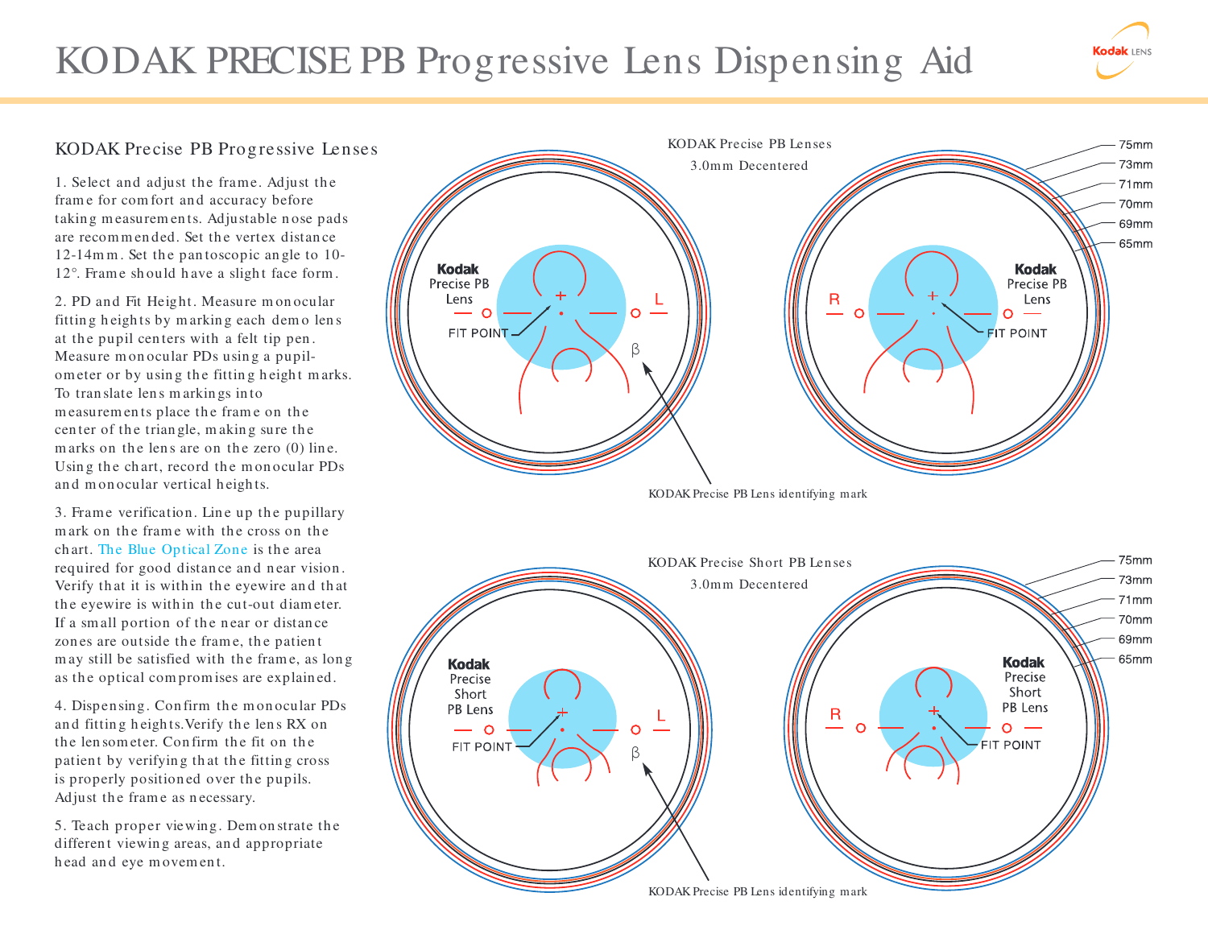# KODAK PRECISE PB Progressive Lens Dispensing Aid

## KODAK Precise PB Progressive Lenses

1. Select and adjust the frame. Adjust the frame for comfort and accuracy before taking measurements. Adjustable nose pads are recommended. Set the vertex distance 12-14mm. Set the pantoscopic angle to 10-12°. Frame should have a slight face form.

2. PD and Fit Height. Measure monocular fitting heights by marking each demo lens at the pupil centers with a felt tip pen. Measure monocular PDs using a pupilometer or by using the fitting height marks. To translate lens markings into measurements place the frame on the center of the triangle, making sure the marks on the lens are on the zero (0) line. Using the chart, record the monocular PDs and monocular vertical heights.

3. Frame verification. Line up the pupillary mark on the frame with the cross on the chart. The Blue Optical Zone is the area required for good distance and near vision. Verify that it is within the eyewire and that the eyewire is within the cut-out diameter. If a small portion of the near or distance zones are outside the frame, the patient may still be satisfied with the frame, as long as the optical compromises are explained.

4. Dispensing. Confirm the monocular PDs and fitting heights. Verify the lens RX on the lensometer. Confirm the fit on the patient by verifying that the fitting cross is properly positioned over the pupils. Adjust the frame as necessary.

5. Teach proper viewing. Demonstrate the different viewing areas, and appropriate head and eye movement.

KODAK Precise PB Lenses

3.0mm Decentered

Kodak Precise PB Lens — L — FIT POINT — β

Kodak Precise PB Lens — R — FIT POINT

75mm, 73mm, 71mm, 70mm, 69mm, 65mm

KODAK Precise PB Lens identifying mark

KODAK Precise Short PB Lenses

3.0mm Decentered

Kodak Precise Short PB Lens — L — FIT POINT — β

Kodak Precise Short PB Lens — R — FIT POINT

75mm, 73mm, 71mm, 70mm, 69mm, 65mm

KODAK Precise PB Lens identifying mark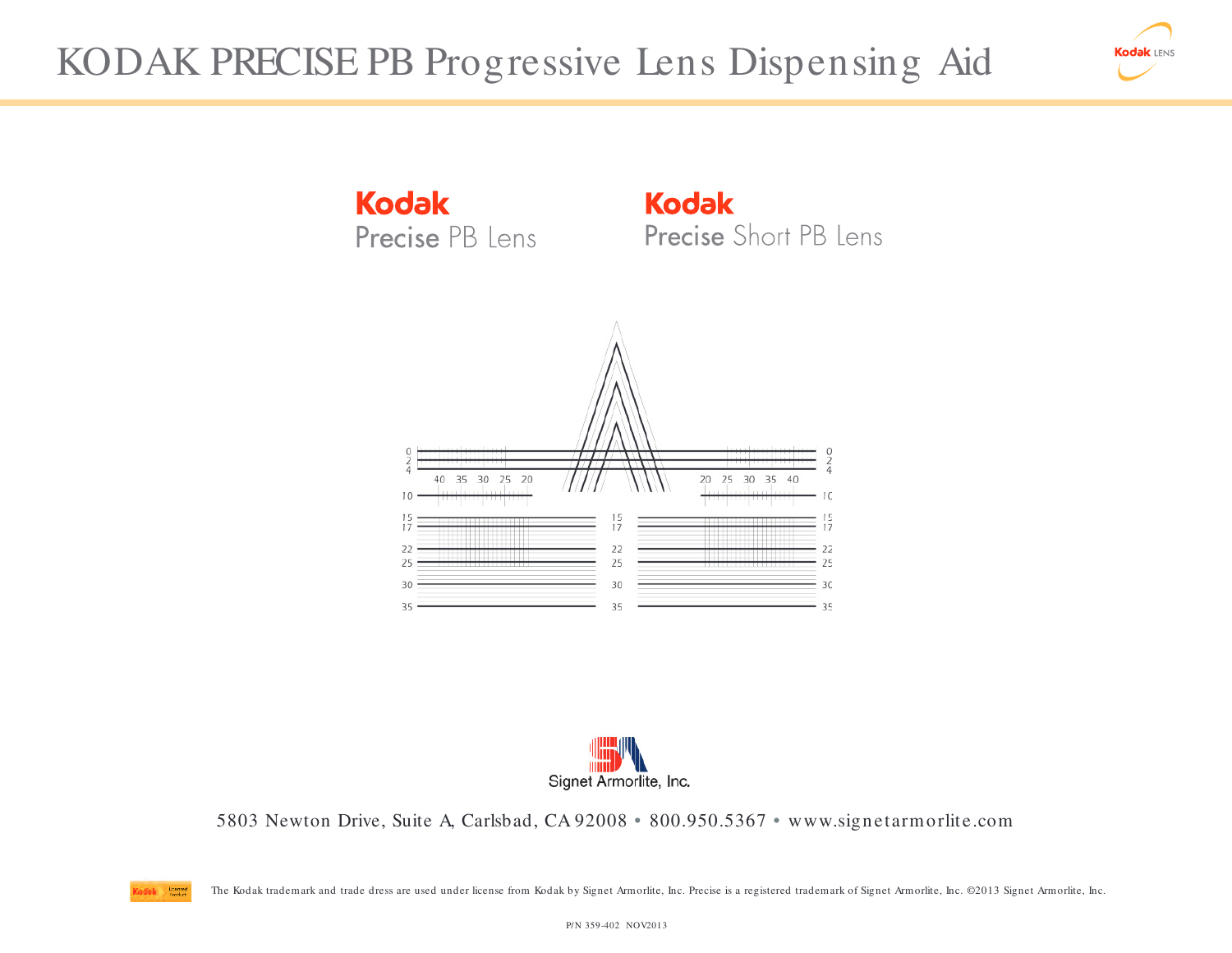# KODAK PRECISE PB Progressive Lens Dispensing Aid

Kodak
Precise PB Lens

Kodak
Precise Short PB Lens

0
2
4
40 35 30 25 20
10
15
17
22
25
30
35

0
2
4
20 25 30 35 40
10
15
17
22
25
30
35

15
17
22
25
30
35

Signet Armorlite, Inc.

5803 Newton Drive, Suite A, Carlsbad, CA 92008 • 800.950.5367 • www.signetarmorlite.com

The Kodak trademark and trade dress are used under license from Kodak by Signet Armorlite, Inc. Precise is a registered trademark of Signet Armorlite, Inc. ©2013 Signet Armorlite, Inc.

P/N 359-402 NOV2013